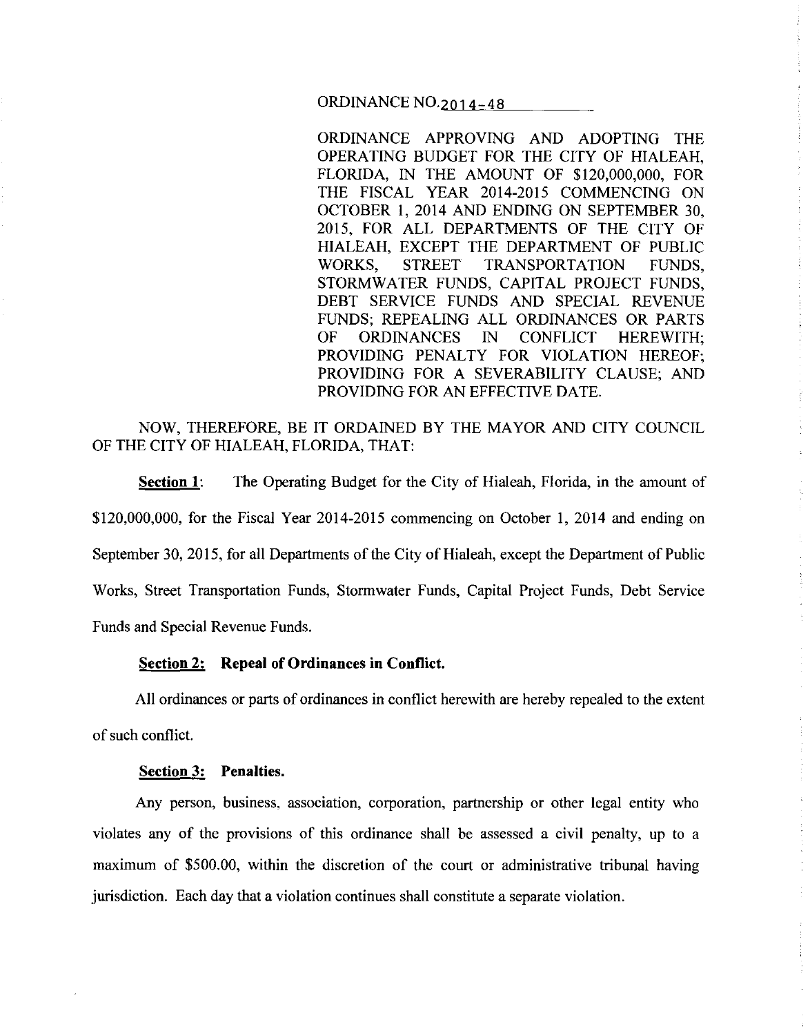ORDINANCE NO. 2014-48

ORDINANCE APPROVING AND ADOPTING THE OPERATING BUDGET FOR THE CITY OF HIALEAH, FLORIDA, IN THE AMOUNT OF $120,000,000, FOR THE FISCAL YEAR 2014-2015 COMMENCING ON OCTOBER 1, 2014 AND ENDING ON SEPTEMBER 30, 2015, FOR ALL DEPARTMENTS OF THE CITY OF HIALEAH, EXCEPT THE DEPARTMENT OF PUBLIC WORKS, STREET TRANSPORTATION FUNDS, STORMWATER FUNDS, CAPITAL PROJECT FUNDS, DEBT SERVICE FUNDS AND SPECIAL REVENUE FUNDS; REPEALING ALL ORDINANCES OR PARTS OF ORDINANCES IN CONFLICT HEREWITH; PROVIDING PENALTY FOR VIOLATION HEREOF; PROVIDING FOR A SEVERABILITY CLAUSE; AND PROVIDING FOR AN EFFECTIVE DATE.

NOW, THEREFORE, BE IT ORDAINED BY THE MAYOR AND CITY COUNCIL OF THE CITY OF HIALEAH, FLORIDA, THAT:

**Section 1:** The Operating Budget for the City of Hialeah, Florida, in the amount of $120,000,000, for the Fiscal Year 2014-2015 commencing on October 1, 2014 and ending on September 30, 2015, for all Departments of the City of Hialeah, except the Department of Public Works, Street Transportation Funds, Stormwater Funds, Capital Project Funds, Debt Service Funds and Special Revenue Funds.

**Section 2: Repeal of Ordinances in Conflict.**

All ordinances or parts of ordinances in conflict herewith are hereby repealed to the extent of such conflict.

**Section 3: Penalties.**

Any person, business, association, corporation, partnership or other legal entity who violates any of the provisions of this ordinance shall be assessed a civil penalty, up to a maximum of $500.00, within the discretion of the court or administrative tribunal having jurisdiction. Each day that a violation continues shall constitute a separate violation.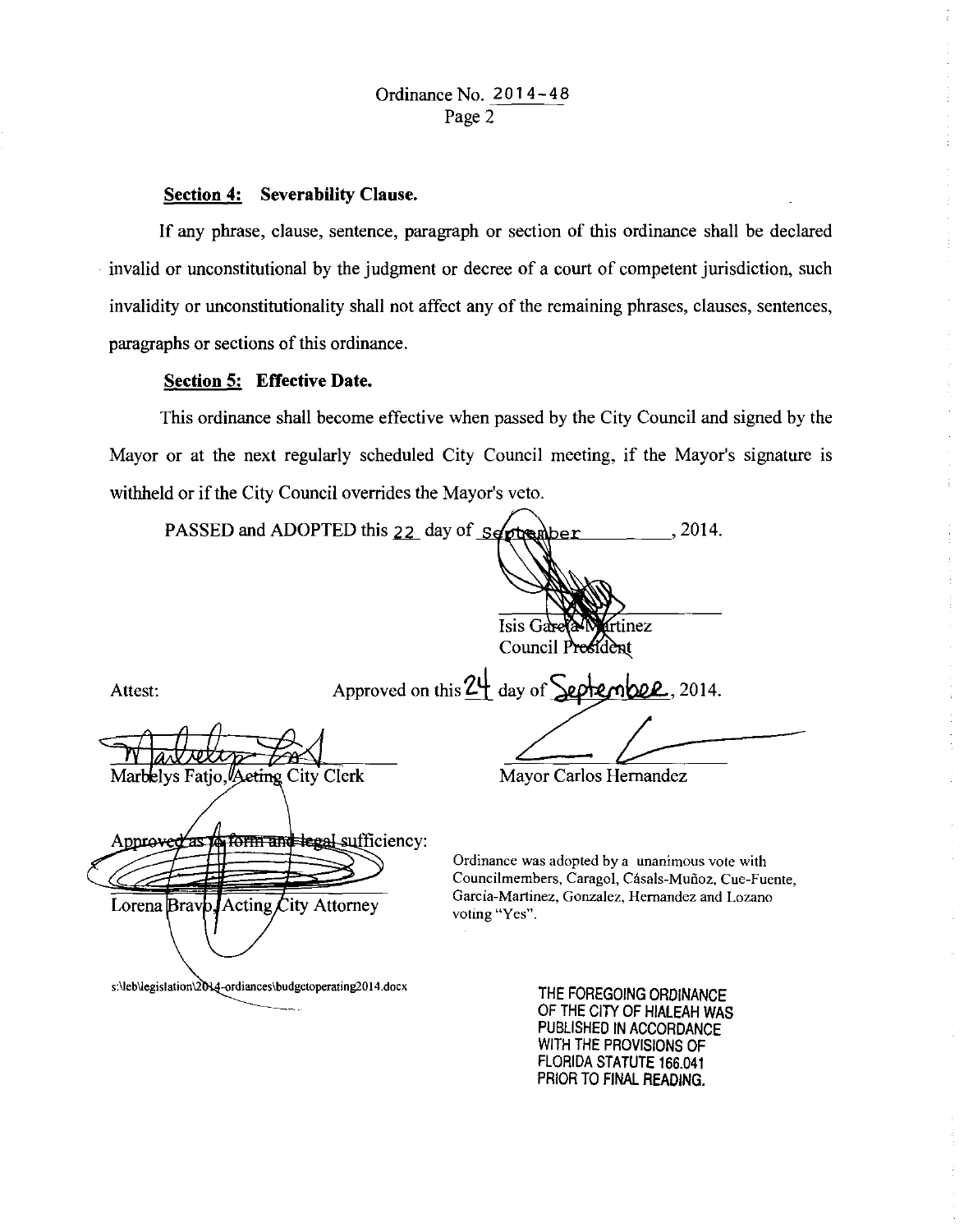Ordinance No. 2014-48

**Section 4: Severability Clause.**

If any phrase, clause, sentence, paragraph or section of this ordinance shall be declared invalid or unconstitutional by the judgment or decree of a court of competent jurisdiction, such invalidity or unconstitutionality shall not affect any of the remaining phrases, clauses, sentences, paragraphs or sections of this ordinance.

**Section 5: Effective Date.**

This ordinance shall become effective when passed by the City Council and signed by the Mayor or at the next regularly scheduled City Council meeting, if the Mayor's signature is withheld or if the City Council overrides the Mayor's veto.

PASSED and ADOPTED this 22 day of September, 2014.

Isis Garcia-Martinez
Council President

Attest:

Approved on this 24 day of September, 2014.

Marbelys Fatjo, Acting City Clerk

Mayor Carlos Hernandez

Approved as to form and legal sufficiency:

Lorena Bravo, Acting City Attorney

Ordinance was adopted by a unanimous vote with Councilmembers, Caragol, Cásals-Muñoz, Cue-Fuente, Garcia-Martinez, Gonzalez, Hernandez and Lozano voting "Yes".

s:\leb\legislation\2014-ordiances\budgetoperating2014.docx

THE FOREGOING ORDINANCE OF THE CITY OF HIALEAH WAS PUBLISHED IN ACCORDANCE WITH THE PROVISIONS OF FLORIDA STATUTE 166.041 PRIOR TO FINAL READING.